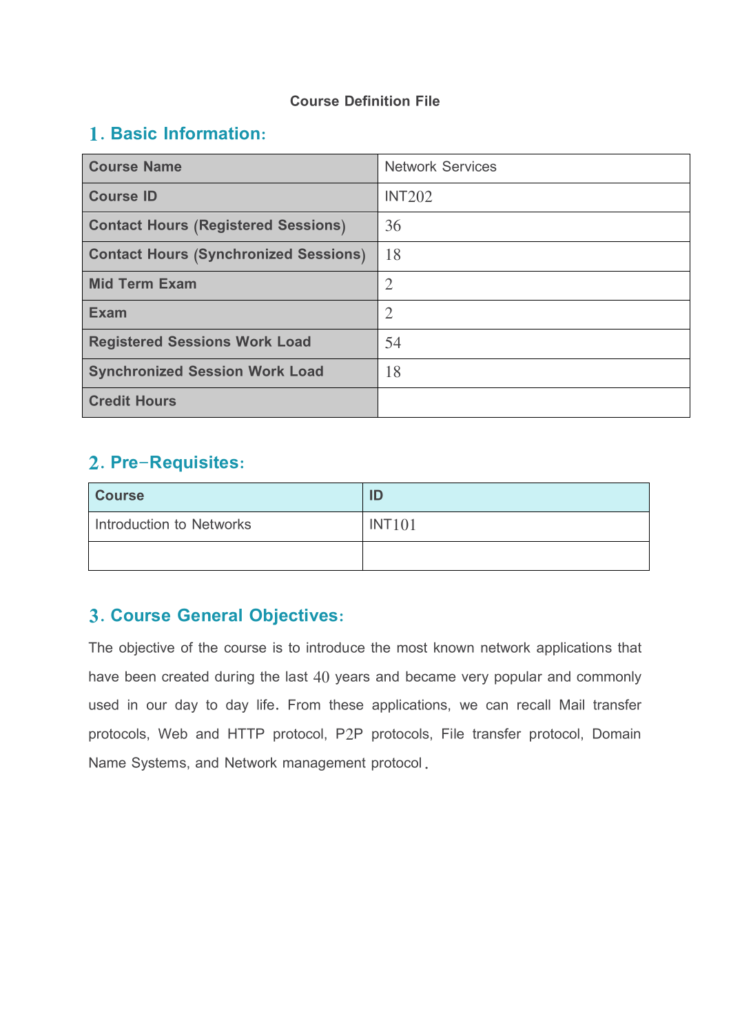**Course Definition File**

## 1. Basic Information:

| Course Name | Network Services |
|---|---|
| Course ID | INT202 |
| Contact Hours (Registered Sessions) | 36 |
| Contact Hours (Synchronized Sessions) | 18 |
| Mid Term Exam | 2 |
| Exam | 2 |
| Registered Sessions Work Load | 54 |
| Synchronized Session Work Load | 18 |
| Credit Hours | |

## 2. Pre-Requisites:

| Course | ID |
|---|---|
| Introduction to Networks | INT101 |
| | |

## 3. Course General Objectives:

The objective of the course is to introduce the most known network applications that have been created during the last 40 years and became very popular and commonly used in our day to day life. From these applications, we can recall Mail transfer protocols, Web and HTTP protocol, P2P protocols, File transfer protocol, Domain Name Systems, and Network management protocol.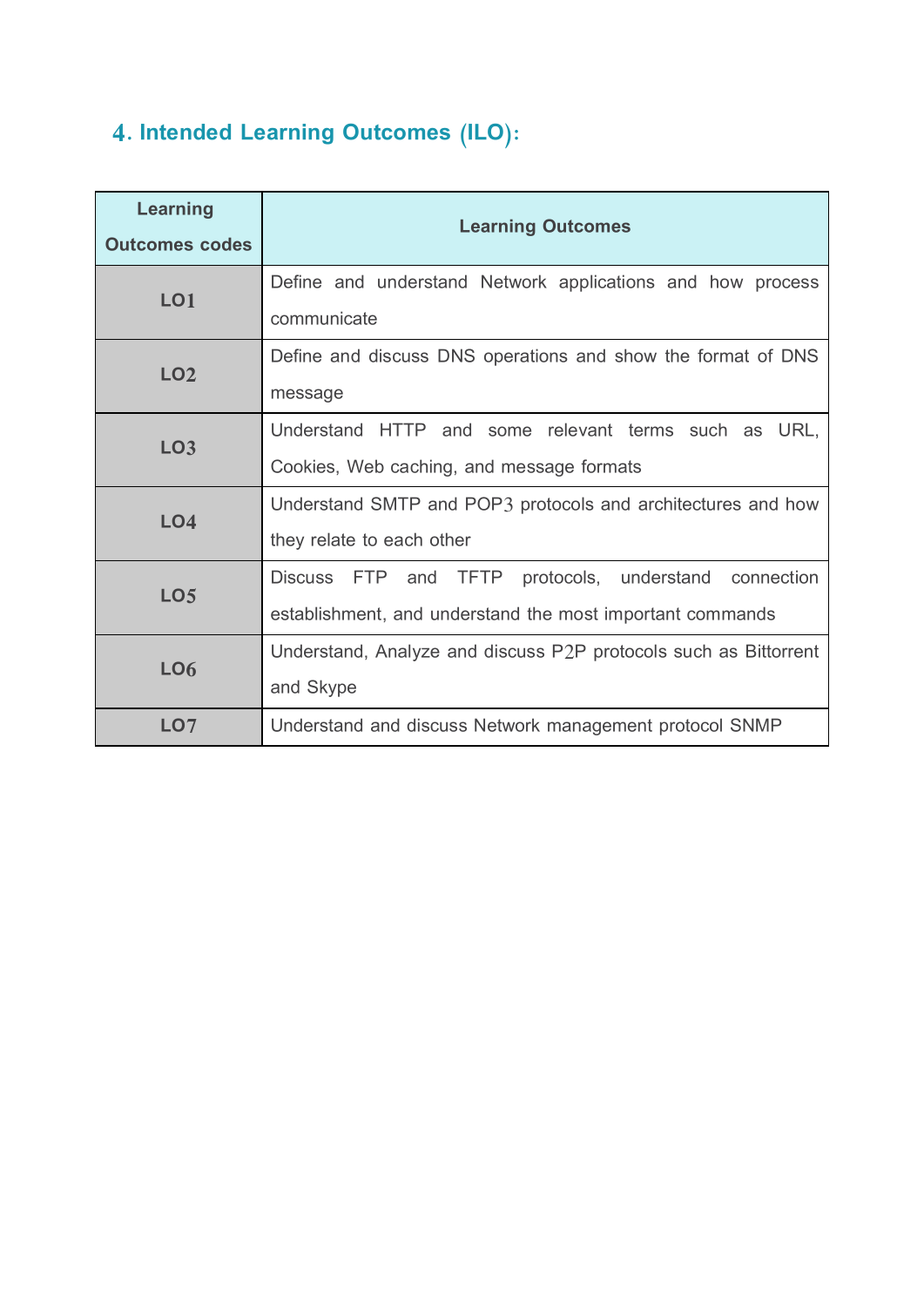## 4. Intended Learning Outcomes (ILO):

| Learning Outcomes codes | Learning Outcomes |
|---|---|
| **LO1** | Define and understand Network applications and how process communicate |
| **LO2** | Define and discuss DNS operations and show the format of DNS message |
| **LO3** | Understand HTTP and some relevant terms such as URL, Cookies, Web caching, and message formats |
| **LO4** | Understand SMTP and POP3 protocols and architectures and how they relate to each other |
| **LO5** | Discuss FTP and TFTP protocols, understand connection establishment, and understand the most important commands |
| **LO6** | Understand, Analyze and discuss P2P protocols such as Bittorrent and Skype |
| **LO7** | Understand and discuss Network management protocol SNMP |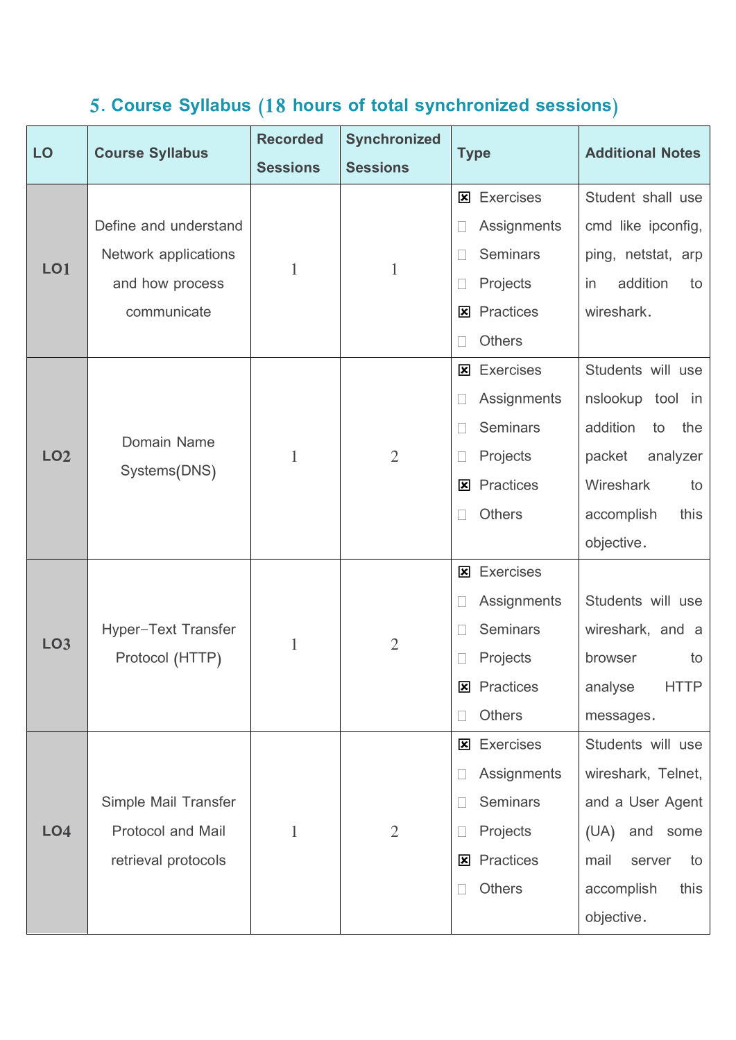## 5. Course Syllabus (18 hours of total synchronized sessions)

| LO | Course Syllabus | Recorded Sessions | Synchronized Sessions | Type | Additional Notes |
|---|---|---|---|---|---|
| **LO1** | Define and understand Network applications and how process communicate | 1 | 1 | ☒ Exercises<br>☐ Assignments<br>☐ Seminars<br>☐ Projects<br>☒ Practices<br>☐ Others | Student shall use cmd like ipconfig, ping, netstat, arp in addition to wireshark. |
| **LO2** | Domain Name Systems(DNS) | 1 | 2 | ☒ Exercises<br>☐ Assignments<br>☐ Seminars<br>☐ Projects<br>☒ Practices<br>☐ Others | Students will use nslookup tool in addition to the packet analyzer Wireshark to accomplish this objective. |
| **LO3** | Hyper-Text Transfer Protocol (HTTP) | 1 | 2 | ☒ Exercises<br>☐ Assignments<br>☐ Seminars<br>☐ Projects<br>☒ Practices<br>☐ Others | Students will use wireshark, and a browser to analyse HTTP messages. |
| **LO4** | Simple Mail Transfer Protocol and Mail retrieval protocols | 1 | 2 | ☒ Exercises<br>☐ Assignments<br>☐ Seminars<br>☐ Projects<br>☒ Practices<br>☐ Others | Students will use wireshark, Telnet, and a User Agent (UA) and some mail server to accomplish this objective. |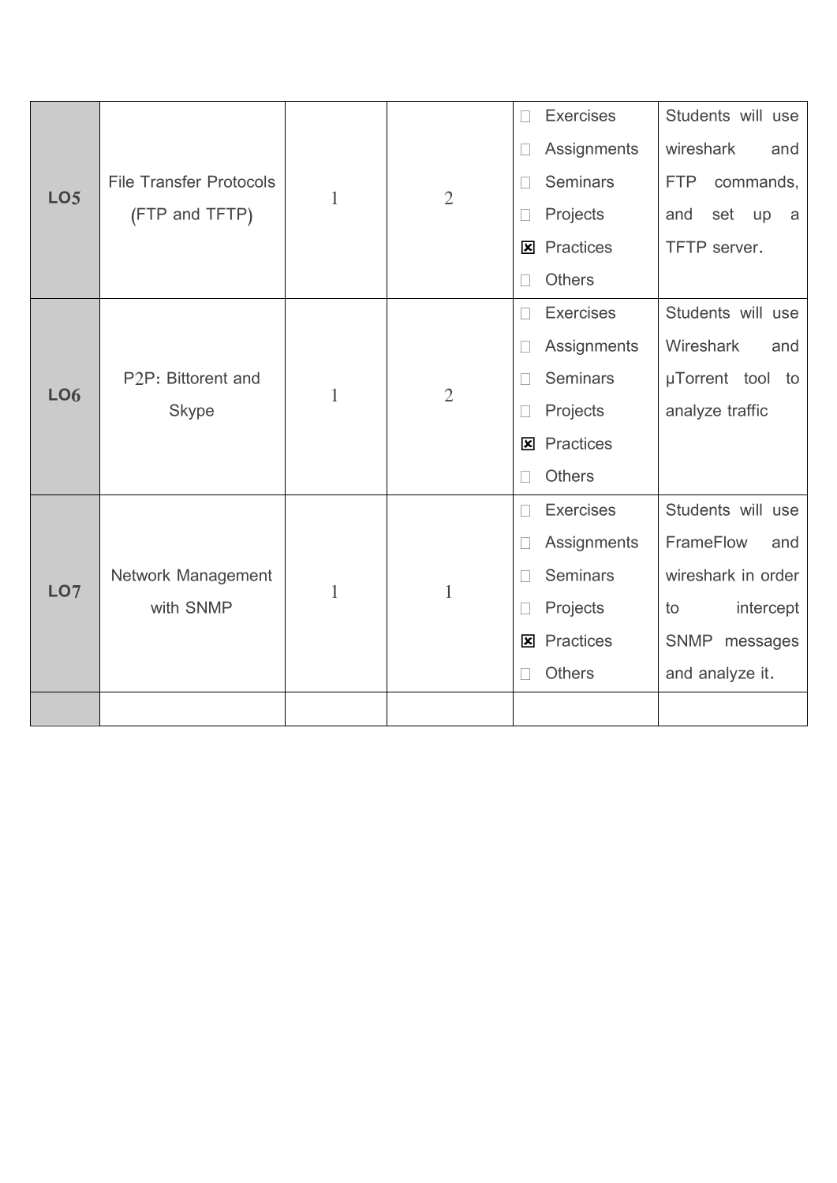| | | | | | |
|---|---|---|---|---|---|
| **LO5** | File Transfer Protocols (FTP and TFTP) | 1 | 2 | ☐ Exercises<br>☐ Assignments<br>☐ Seminars<br>☐ Projects<br>☒ Practices<br>☐ Others | Students will use wireshark and FTP commands, and set up a TFTP server. |
| **LO6** | P2P: Bittorent and Skype | 1 | 2 | ☐ Exercises<br>☐ Assignments<br>☐ Seminars<br>☐ Projects<br>☒ Practices<br>☐ Others | Students will use Wireshark and µTorrent tool to analyze traffic |
| **LO7** | Network Management with SNMP | 1 | 1 | ☐ Exercises<br>☐ Assignments<br>☐ Seminars<br>☐ Projects<br>☒ Practices<br>☐ Others | Students will use FrameFlow and wireshark in order to intercept SNMP messages and analyze it. |
| | | | | | |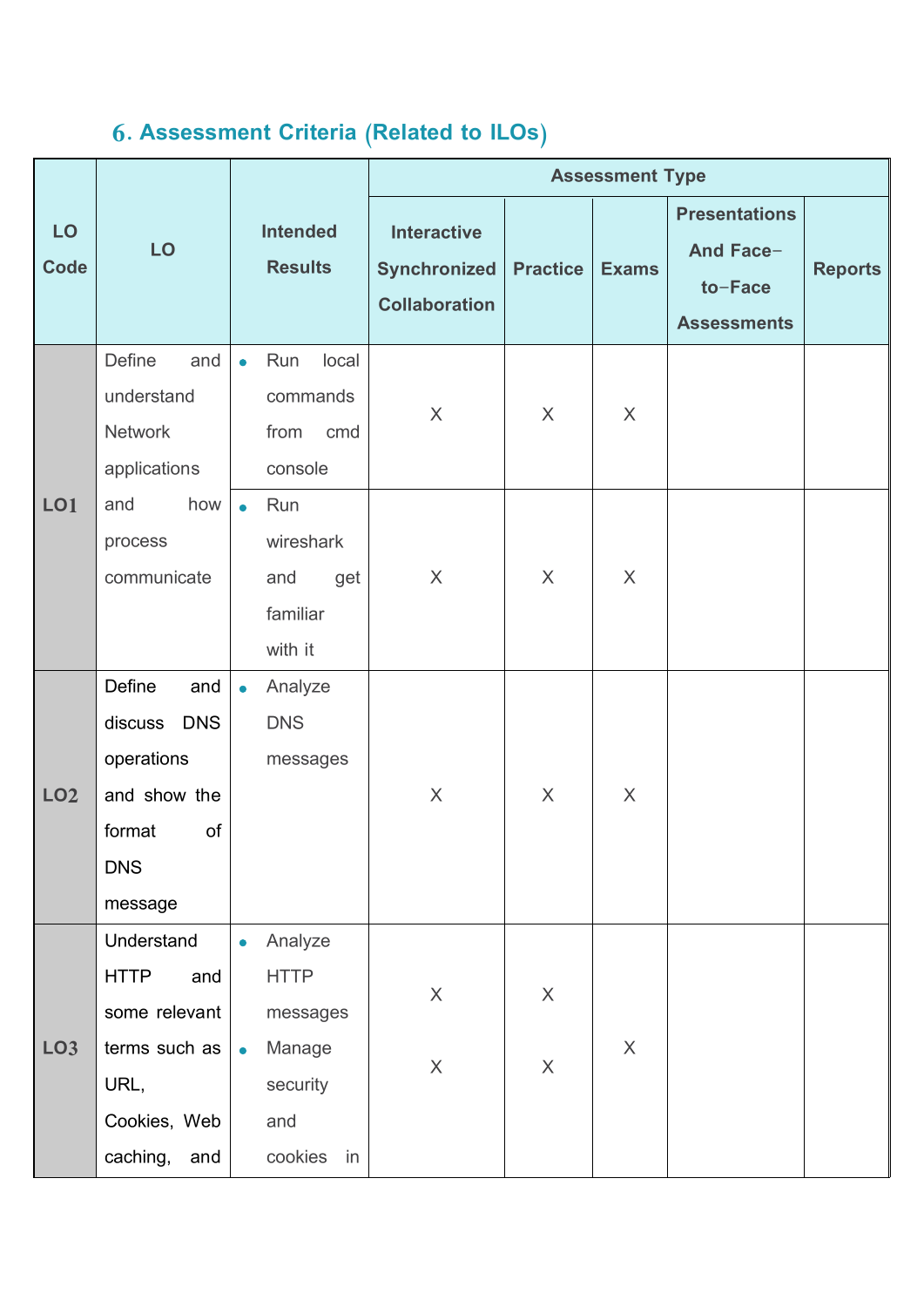## 6. Assessment Criteria (Related to ILOs)

| LO Code | LO | Intended Results | Assessment Type | | | | |
|---|---|---|---|---|---|---|---|
| | | | Interactive Synchronized Collaboration | Practice | Exams | Presentations And Face−to−Face Assessments | Reports |
| LO1 | Define and understand Network applications and how process communicate | • Run local commands from cmd console | X | X | X | | |
| | | • Run wireshark and get familiar with it | X | X | X | | |
| LO2 | Define and discuss DNS operations and show the format of DNS message | • Analyze DNS messages | X | X | X | | |
| LO3 | Understand HTTP and some relevant terms such as URL, Cookies, Web caching, and | • Analyze HTTP messages<br>• Manage security and cookies in | X<br><br>X | X<br><br>X | X | | |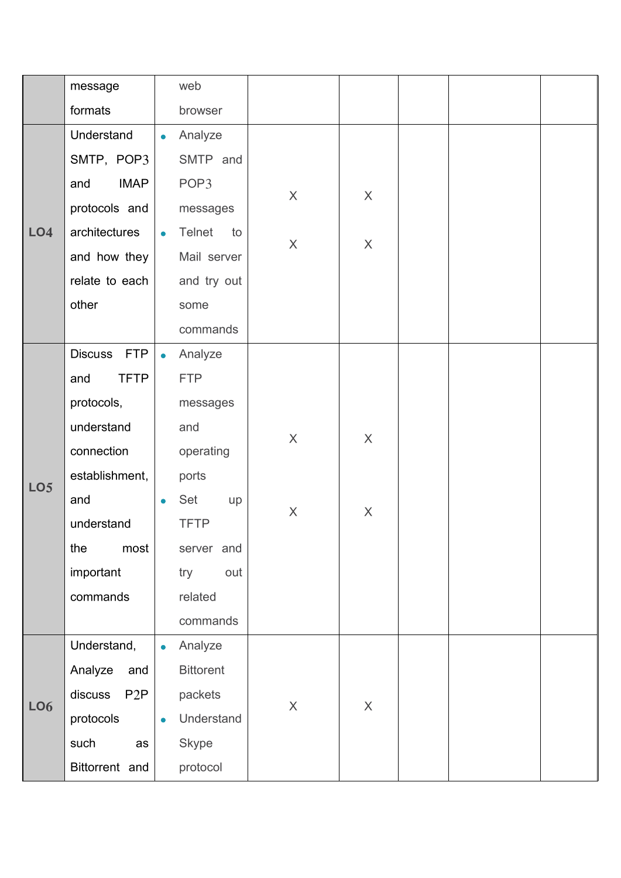| | | | | | | | |
|---|---|---|---|---|---|---|---|
| | message formats | web browser | | | | | |
| **LO4** | Understand SMTP, POP3 and IMAP protocols and architectures and how they relate to each other | • Analyze SMTP and POP3 messages<br>• Telnet to Mail server and try out some commands | X<br><br>X | X<br><br>X | | | |
| **LO5** | Discuss FTP and TFTP protocols, understand connection establishment, and understand the most important commands | • Analyze FTP messages and operating ports<br>• Set up TFTP server and try out related commands | X<br><br>X | X<br><br>X | | | |
| **LO6** | Understand, Analyze and discuss P2P protocols such as Bittorrent and | • Analyze Bittorent packets<br>• Understand Skype protocol | X | X | | | |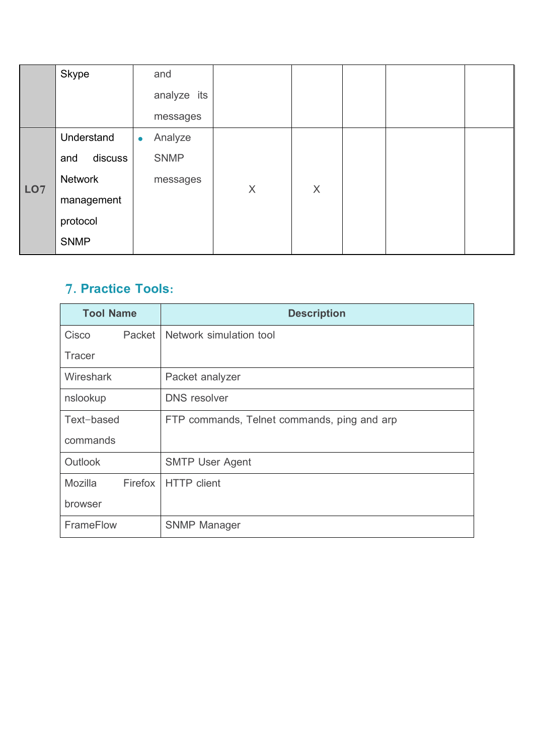| | | | | | | | |
|---|---|---|---|---|---|---|---|
| | Skype | and analyze its messages | | | | | |
| **LO7** | Understand and discuss Network management protocol SNMP | • Analyze SNMP messages | X | X | | | |

## 7. Practice Tools:

| Tool Name | Description |
|---|---|
| Cisco Packet Tracer | Network simulation tool |
| Wireshark | Packet analyzer |
| nslookup | DNS resolver |
| Text-based commands | FTP commands, Telnet commands, ping and arp |
| Outlook | SMTP User Agent |
| Mozilla Firefox browser | HTTP client |
| FrameFlow | SNMP Manager |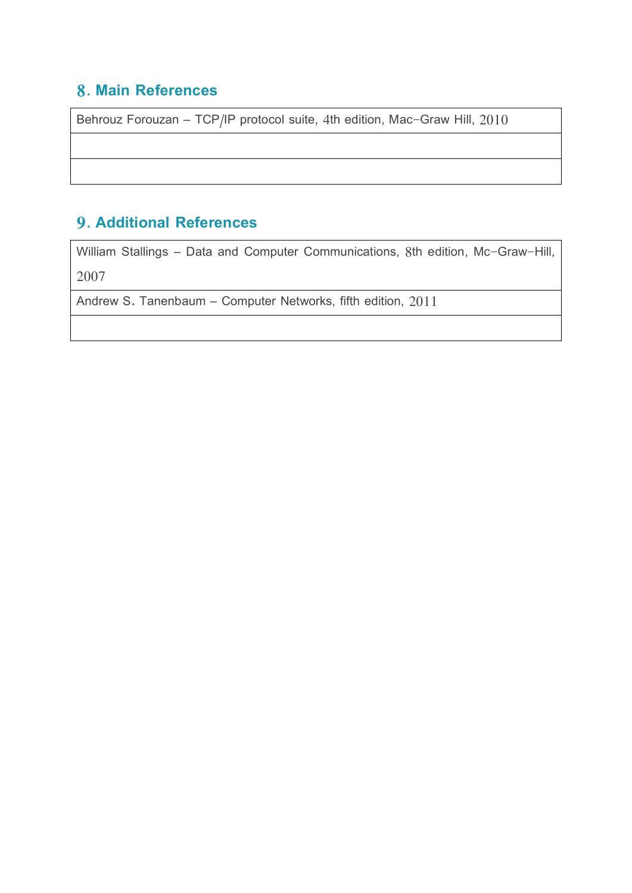## 8. Main References

| |
|---|
| Behrouz Forouzan – TCP/IP protocol suite, 4th edition, Mac-Graw Hill, 2010 |
| |
| |

## 9. Additional References

| |
|---|
| William Stallings – Data and Computer Communications, 8th edition, Mc-Graw-Hill, 2007 |
| Andrew S. Tanenbaum – Computer Networks, fifth edition, 2011 |
| |